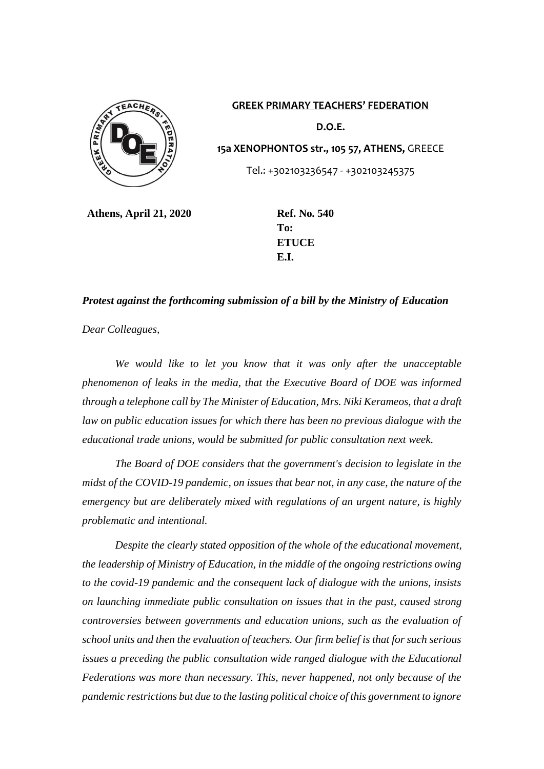**GREEK PRIMARY TEACHERS' FEDERATION**

**D.O.E.**

**15a XENOPHONTOS str., 105 57, ATHENS,** GREECE

Tel.: +302103236547 - +302103245375

**Athens, April 21, 2020**

**Ref. No. 540**
**To:**
**ETUCE**
**E.I.**

***Protest against the forthcoming submission of a bill by the Ministry of Education***

*Dear Colleagues,*

*We would like to let you know that it was only after the unacceptable phenomenon of leaks in the media, that the Executive Board of DOE was informed through a telephone call by The Minister of Education, Mrs. Niki Kerameos, that a draft law on public education issues for which there has been no previous dialogue with the educational trade unions, would be submitted for public consultation next week.*

*The Board of DOE considers that the government's decision to legislate in the midst of the COVID-19 pandemic, on issues that bear not, in any case, the nature of the emergency but are deliberately mixed with regulations of an urgent nature, is highly problematic and intentional.*

*Despite the clearly stated opposition of the whole of the educational movement, the leadership of Ministry of Education, in the middle of the ongoing restrictions owing to the covid-19 pandemic and the consequent lack of dialogue with the unions, insists on launching immediate public consultation on issues that in the past, caused strong controversies between governments and education unions, such as the evaluation of school units and then the evaluation of teachers. Our firm belief is that for such serious issues a preceding the public consultation wide ranged dialogue with the Educational Federations was more than necessary. This, never happened, not only because of the pandemic restrictions but due to the lasting political choice of this government to ignore*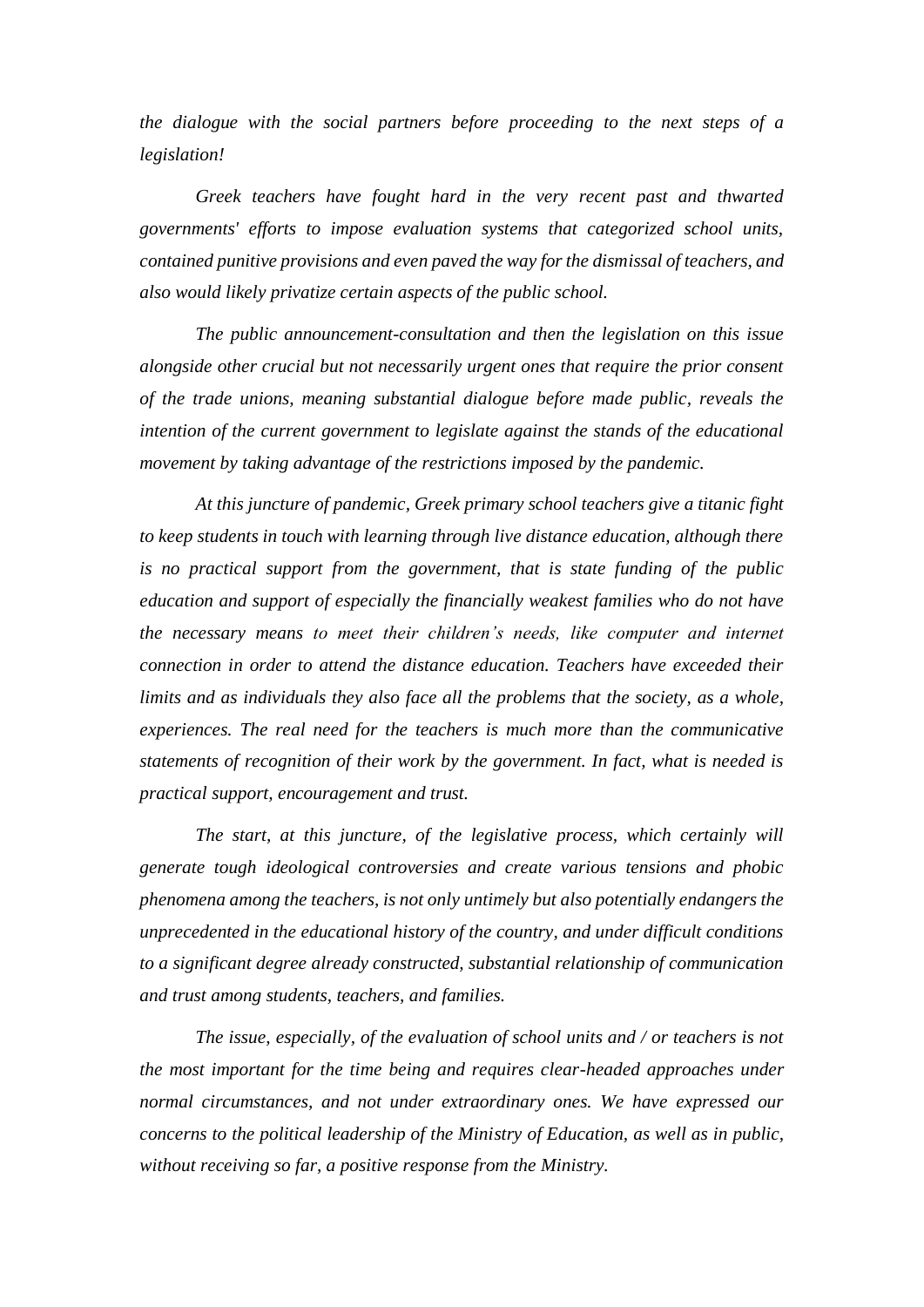*the dialogue with the social partners before proceeding to the next steps of a legislation!*

*Greek teachers have fought hard in the very recent past and thwarted governments' efforts to impose evaluation systems that categorized school units, contained punitive provisions and even paved the way for the dismissal of teachers, and also would likely privatize certain aspects of the public school.*

*The public announcement-consultation and then the legislation on this issue alongside other crucial but not necessarily urgent ones that require the prior consent of the trade unions, meaning substantial dialogue before made public, reveals the intention of the current government to legislate against the stands of the educational movement by taking advantage of the restrictions imposed by the pandemic.*

*At this juncture of pandemic, Greek primary school teachers give a titanic fight to keep students in touch with learning through live distance education, although there is no practical support from the government, that is state funding of the public education and support of especially the financially weakest families who do not have the necessary means to meet their children's needs, like computer and internet connection in order to attend the distance education. Teachers have exceeded their limits and as individuals they also face all the problems that the society, as a whole, experiences. The real need for the teachers is much more than the communicative statements of recognition of their work by the government. In fact, what is needed is practical support, encouragement and trust.*

*The start, at this juncture, of the legislative process, which certainly will generate tough ideological controversies and create various tensions and phobic phenomena among the teachers, is not only untimely but also potentially endangers the unprecedented in the educational history of the country, and under difficult conditions to a significant degree already constructed, substantial relationship of communication and trust among students, teachers, and families.*

*The issue, especially, of the evaluation of school units and / or teachers is not the most important for the time being and requires clear-headed approaches under normal circumstances, and not under extraordinary ones. We have expressed our concerns to the political leadership of the Ministry of Education, as well as in public, without receiving so far, a positive response from the Ministry.*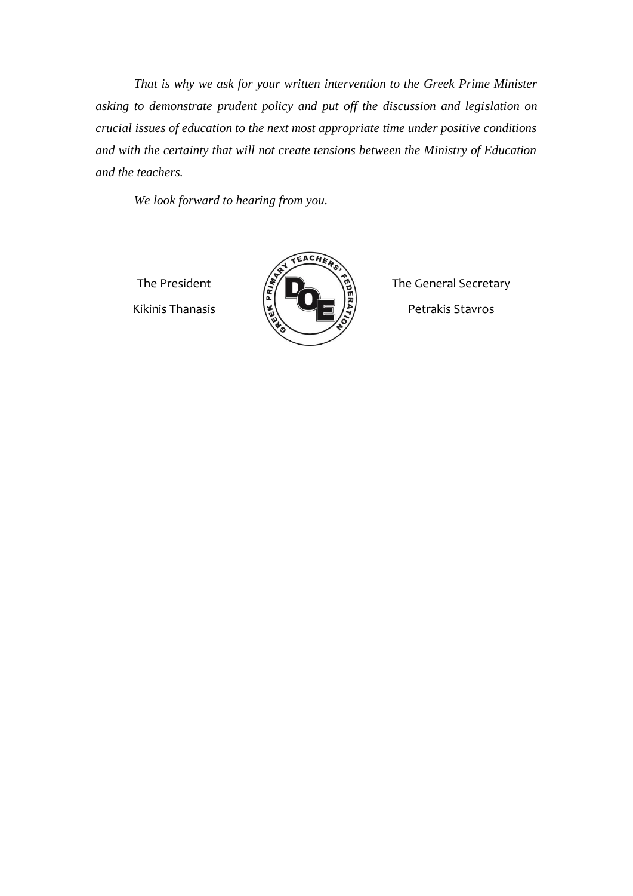*That is why we ask for your written intervention to the Greek Prime Minister asking to demonstrate prudent policy and put off the discussion and legislation on crucial issues of education to the next most appropriate time under positive conditions and with the certainty that will not create tensions between the Ministry of Education and the teachers.*

*We look forward to hearing from you.*

| | |
|---|---|
| The President | The General Secretary |
| Kikinis Thanasis | Petrakis Stavros |